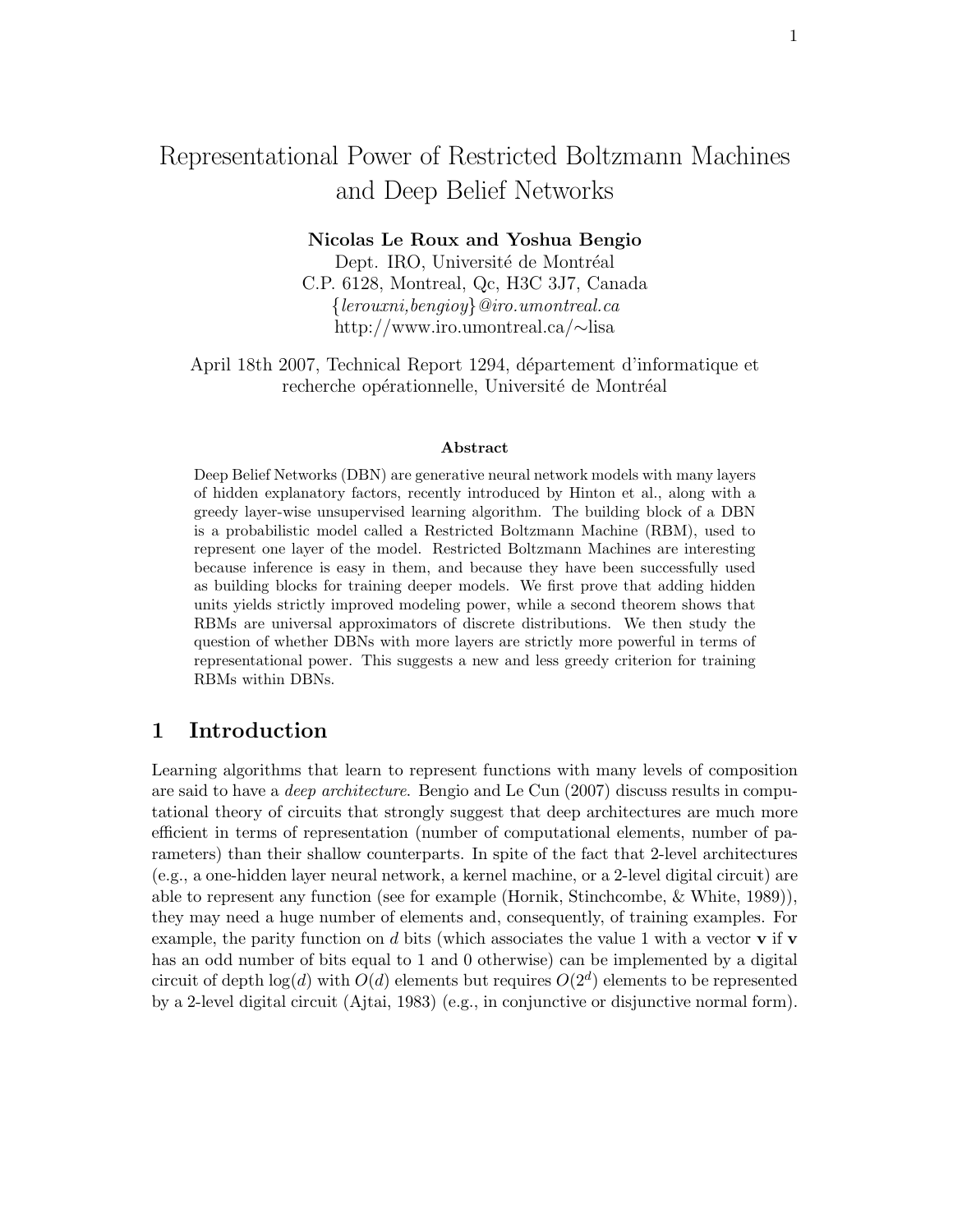# Representational Power of Restricted Boltzmann Machines and Deep Belief Networks

**Nicolas Le Roux and Yoshua Bengio**
Dept. IRO, Université de Montréal
C.P. 6128, Montreal, Qc, H3C 3J7, Canada
{*lerouxni,bengioy*}*@iro.umontreal.ca*
http://www.iro.umontreal.ca/∼lisa

April 18th 2007, Technical Report 1294, département d'informatique et recherche opérationnelle, Université de Montréal

**Abstract**

Deep Belief Networks (DBN) are generative neural network models with many layers of hidden explanatory factors, recently introduced by Hinton et al., along with a greedy layer-wise unsupervised learning algorithm. The building block of a DBN is a probabilistic model called a Restricted Boltzmann Machine (RBM), used to represent one layer of the model. Restricted Boltzmann Machines are interesting because inference is easy in them, and because they have been successfully used as building blocks for training deeper models. We first prove that adding hidden units yields strictly improved modeling power, while a second theorem shows that RBMs are universal approximators of discrete distributions. We then study the question of whether DBNs with more layers are strictly more powerful in terms of representational power. This suggests a new and less greedy criterion for training RBMs within DBNs.

## 1 Introduction

Learning algorithms that learn to represent functions with many levels of composition are said to have a *deep architecture*. Bengio and Le Cun (2007) discuss results in computational theory of circuits that strongly suggest that deep architectures are much more efficient in terms of representation (number of computational elements, number of parameters) than their shallow counterparts. In spite of the fact that 2-level architectures (e.g., a one-hidden layer neural network, a kernel machine, or a 2-level digital circuit) are able to represent any function (see for example (Hornik, Stinchcombe, & White, 1989)), they may need a huge number of elements and, consequently, of training examples. For example, the parity function on $d$ bits (which associates the value 1 with a vector $\mathbf{v}$ if $\mathbf{v}$ has an odd number of bits equal to 1 and 0 otherwise) can be implemented by a digital circuit of depth $\log(d)$ with $O(d)$ elements but requires $O(2^d)$ elements to be represented by a 2-level digital circuit (Ajtai, 1983) (e.g., in conjunctive or disjunctive normal form).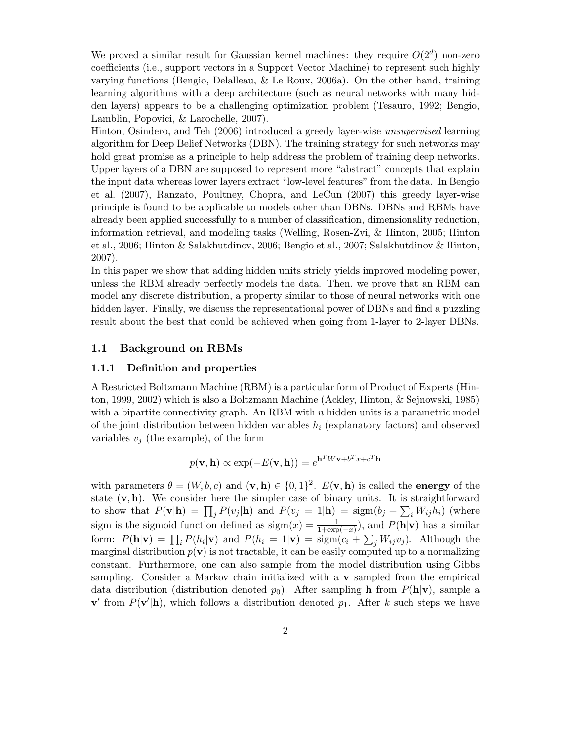We proved a similar result for Gaussian kernel machines: they require $O(2^d)$ non-zero coefficients (i.e., support vectors in a Support Vector Machine) to represent such highly varying functions (Bengio, Delalleau, & Le Roux, 2006a). On the other hand, training learning algorithms with a deep architecture (such as neural networks with many hidden layers) appears to be a challenging optimization problem (Tesauro, 1992; Bengio, Lamblin, Popovici, & Larochelle, 2007).

Hinton, Osindero, and Teh (2006) introduced a greedy layer-wise *unsupervised* learning algorithm for Deep Belief Networks (DBN). The training strategy for such networks may hold great promise as a principle to help address the problem of training deep networks. Upper layers of a DBN are supposed to represent more "abstract" concepts that explain the input data whereas lower layers extract "low-level features" from the data. In Bengio et al. (2007), Ranzato, Poultney, Chopra, and LeCun (2007) this greedy layer-wise principle is found to be applicable to models other than DBNs. DBNs and RBMs have already been applied successfully to a number of classification, dimensionality reduction, information retrieval, and modeling tasks (Welling, Rosen-Zvi, & Hinton, 2005; Hinton et al., 2006; Hinton & Salakhutdinov, 2006; Bengio et al., 2007; Salakhutdinov & Hinton, 2007).

In this paper we show that adding hidden units stricly yields improved modeling power, unless the RBM already perfectly models the data. Then, we prove that an RBM can model any discrete distribution, a property similar to those of neural networks with one hidden layer. Finally, we discuss the representational power of DBNs and find a puzzling result about the best that could be achieved when going from 1-layer to 2-layer DBNs.

## 1.1 Background on RBMs

### 1.1.1 Definition and properties

A Restricted Boltzmann Machine (RBM) is a particular form of Product of Experts (Hinton, 1999, 2002) which is also a Boltzmann Machine (Ackley, Hinton, & Sejnowski, 1985) with a bipartite connectivity graph. An RBM with $n$ hidden units is a parametric model of the joint distribution between hidden variables $h_i$ (explanatory factors) and observed variables $v_j$ (the example), of the form

$$p(\mathbf{v}, \mathbf{h}) \propto \exp(-E(\mathbf{v}, \mathbf{h})) = e^{\mathbf{h}^T W \mathbf{v} + b^T x + c^T \mathbf{h}}$$

with parameters $\theta = (W, b, c)$ and $(\mathbf{v}, \mathbf{h}) \in \{0,1\}^2$. $E(\mathbf{v}, \mathbf{h})$ is called the **energy** of the state $(\mathbf{v}, \mathbf{h})$. We consider here the simpler case of binary units. It is straightforward to show that $P(\mathbf{v}|\mathbf{h}) = \prod_j P(v_j|\mathbf{h})$ and $P(v_j = 1|\mathbf{h}) = \text{sigm}(b_j + \sum_i W_{ij} h_i)$ (where sigm is the sigmoid function defined as $\text{sigm}(x) = \frac{1}{1+\exp(-x)}$), and $P(\mathbf{h}|\mathbf{v})$ has a similar form: $P(\mathbf{h}|\mathbf{v}) = \prod_i P(h_i|\mathbf{v})$ and $P(h_i = 1|\mathbf{v}) = \text{sigm}(c_i + \sum_j W_{ij} v_j)$. Although the marginal distribution $p(\mathbf{v})$ is not tractable, it can be easily computed up to a normalizing constant. Furthermore, one can also sample from the model distribution using Gibbs sampling. Consider a Markov chain initialized with a $\mathbf{v}$ sampled from the empirical data distribution (distribution denoted $p_0$). After sampling $\mathbf{h}$ from $P(\mathbf{h}|\mathbf{v})$, sample a $\mathbf{v}'$ from $P(\mathbf{v}'|\mathbf{h})$, which follows a distribution denoted $p_1$. After $k$ such steps we have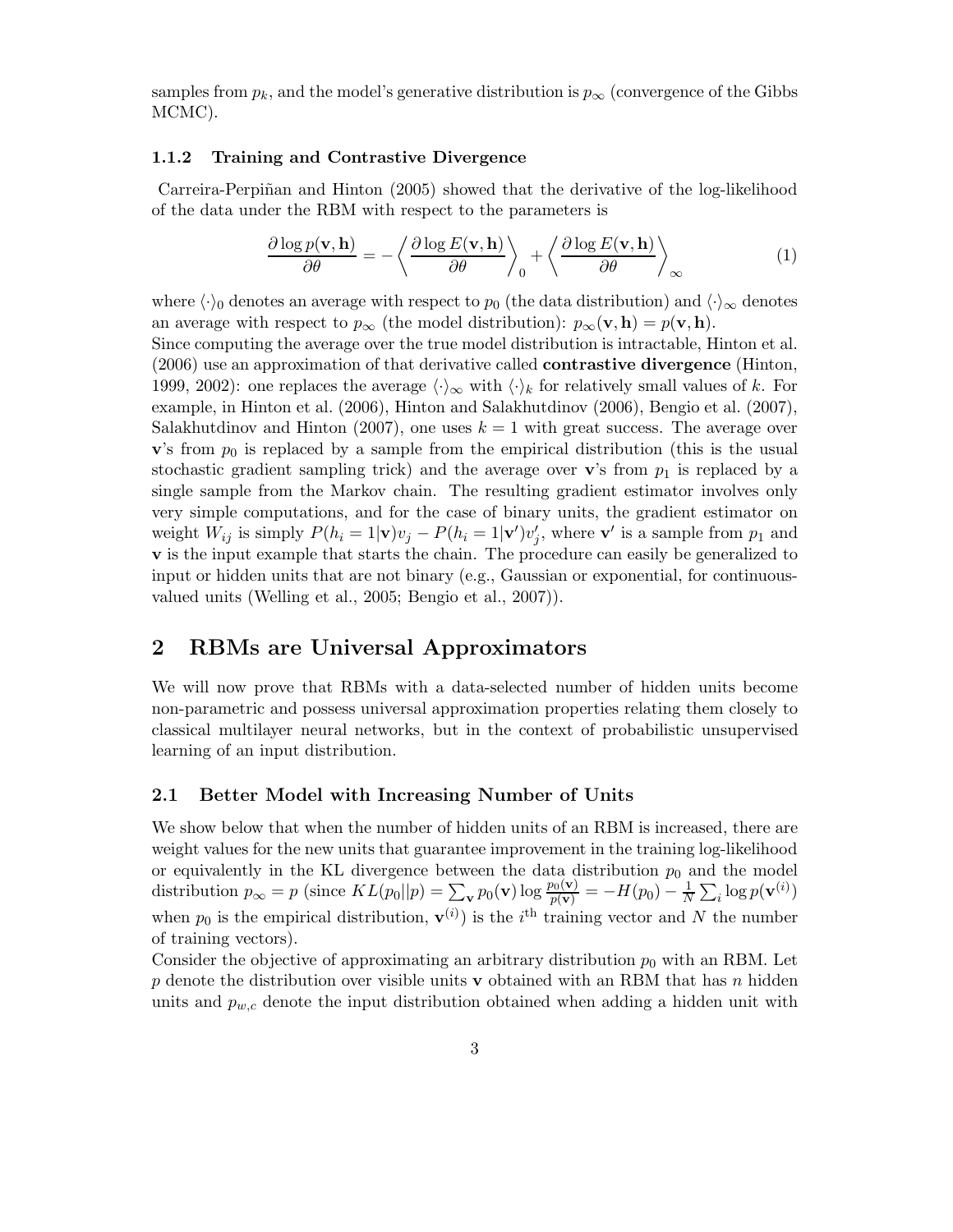samples from $p_k$, and the model's generative distribution is $p_\infty$ (convergence of the Gibbs MCMC).

#### 1.1.2 Training and Contrastive Divergence

Carreira-Perpiñan and Hinton (2005) showed that the derivative of the log-likelihood of the data under the RBM with respect to the parameters is

$$\frac{\partial \log p(\mathbf{v}, \mathbf{h})}{\partial \theta} = -\left\langle \frac{\partial \log E(\mathbf{v}, \mathbf{h})}{\partial \theta} \right\rangle_0 + \left\langle \frac{\partial \log E(\mathbf{v}, \mathbf{h})}{\partial \theta} \right\rangle_\infty \tag{1}$$

where $\langle \cdot \rangle_0$ denotes an average with respect to $p_0$ (the data distribution) and $\langle \cdot \rangle_\infty$ denotes an average with respect to $p_\infty$ (the model distribution): $p_\infty(\mathbf{v}, \mathbf{h}) = p(\mathbf{v}, \mathbf{h})$.

Since computing the average over the true model distribution is intractable, Hinton et al. (2006) use an approximation of that derivative called **contrastive divergence** (Hinton, 1999, 2002): one replaces the average $\langle \cdot \rangle_\infty$ with $\langle \cdot \rangle_k$ for relatively small values of $k$. For example, in Hinton et al. (2006), Hinton and Salakhutdinov (2006), Bengio et al. (2007), Salakhutdinov and Hinton (2007), one uses $k = 1$ with great success. The average over $\mathbf{v}$'s from $p_0$ is replaced by a sample from the empirical distribution (this is the usual stochastic gradient sampling trick) and the average over $\mathbf{v}$'s from $p_1$ is replaced by a single sample from the Markov chain. The resulting gradient estimator involves only very simple computations, and for the case of binary units, the gradient estimator on weight $W_{ij}$ is simply $P(h_i = 1|\mathbf{v})v_j - P(h_i = 1|\mathbf{v}')v'_j$, where $\mathbf{v}'$ is a sample from $p_1$ and $\mathbf{v}$ is the input example that starts the chain. The procedure can easily be generalized to input or hidden units that are not binary (e.g., Gaussian or exponential, for continuous-valued units (Welling et al., 2005; Bengio et al., 2007)).

## 2 RBMs are Universal Approximators

We will now prove that RBMs with a data-selected number of hidden units become non-parametric and possess universal approximation properties relating them closely to classical multilayer neural networks, but in the context of probabilistic unsupervised learning of an input distribution.

### 2.1 Better Model with Increasing Number of Units

We show below that when the number of hidden units of an RBM is increased, there are weight values for the new units that guarantee improvement in the training log-likelihood or equivalently in the KL divergence between the data distribution $p_0$ and the model distribution $p_\infty = p$ (since $KL(p_0||p) = \sum_{\mathbf{v}} p_0(\mathbf{v}) \log \frac{p_0(\mathbf{v})}{p(\mathbf{v})} = -H(p_0) - \frac{1}{N} \sum_i \log p(\mathbf{v}^{(i)})$ when $p_0$ is the empirical distribution, $\mathbf{v}^{(i)}$) is the $i^{\text{th}}$ training vector and $N$ the number of training vectors).

Consider the objective of approximating an arbitrary distribution $p_0$ with an RBM. Let $p$ denote the distribution over visible units $\mathbf{v}$ obtained with an RBM that has $n$ hidden units and $p_{w,c}$ denote the input distribution obtained when adding a hidden unit with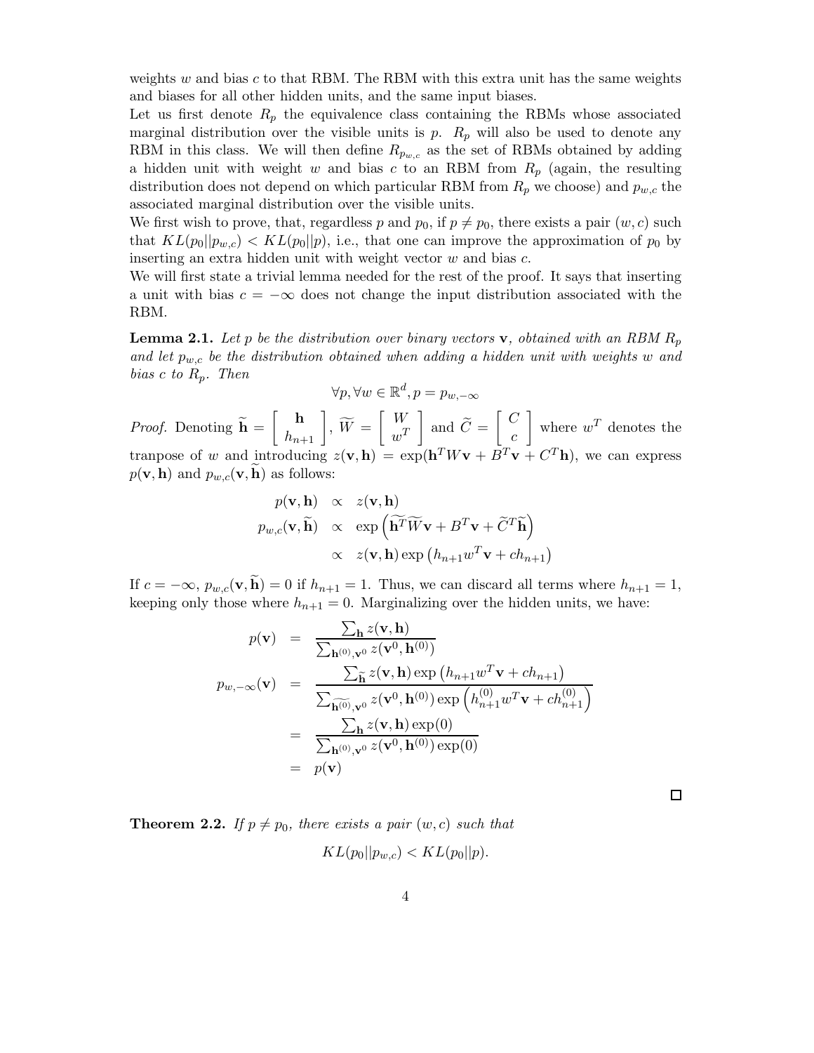weights $w$ and bias $c$ to that RBM. The RBM with this extra unit has the same weights and biases for all other hidden units, and the same input biases.

Let us first denote $R_p$ the equivalence class containing the RBMs whose associated marginal distribution over the visible units is $p$. $R_p$ will also be used to denote any RBM in this class. We will then define $R_{p_{w,c}}$ as the set of RBMs obtained by adding a hidden unit with weight $w$ and bias $c$ to an RBM from $R_p$ (again, the resulting distribution does not depend on which particular RBM from $R_p$ we choose) and $p_{w,c}$ the associated marginal distribution over the visible units.

We first wish to prove, that, regardless $p$ and $p_0$, if $p \neq p_0$, there exists a pair $(w, c)$ such that $KL(p_0||p_{w,c}) < KL(p_0||p)$, i.e., that one can improve the approximation of $p_0$ by inserting an extra hidden unit with weight vector $w$ and bias $c$.

We will first state a trivial lemma needed for the rest of the proof. It says that inserting a unit with bias $c = -\infty$ does not change the input distribution associated with the RBM.

**Lemma 2.1.** *Let $p$ be the distribution over binary vectors $\mathbf{v}$, obtained with an RBM $R_p$ and let $p_{w,c}$ be the distribution obtained when adding a hidden unit with weights $w$ and bias $c$ to $R_p$. Then*

$$\forall p, \forall w \in \mathbb{R}^d, p = p_{w,-\infty}$$

*Proof.* Denoting $\widetilde{\mathbf{h}} = \begin{bmatrix} \mathbf{h} \\ h_{n+1} \end{bmatrix}$, $\widetilde{W} = \begin{bmatrix} W \\ w^T \end{bmatrix}$ and $\widetilde{C} = \begin{bmatrix} C \\ c \end{bmatrix}$ where $w^T$ denotes the tranpose of $w$ and introducing $z(\mathbf{v}, \mathbf{h}) = \exp(\mathbf{h}^T W\mathbf{v} + B^T\mathbf{v} + C^T\mathbf{h})$, we can express $p(\mathbf{v}, \mathbf{h})$ and $p_{w,c}(\mathbf{v}, \widetilde{\mathbf{h}})$ as follows:

$$\begin{aligned}
p(\mathbf{v}, \mathbf{h}) &\propto z(\mathbf{v}, \mathbf{h}) \\
p_{w,c}(\mathbf{v}, \widetilde{\mathbf{h}}) &\propto \exp\left(\widetilde{\mathbf{h}^T}\widetilde{W}\mathbf{v} + B^T\mathbf{v} + \widetilde{C}^T\widetilde{\mathbf{h}}\right) \\
&\propto z(\mathbf{v}, \mathbf{h}) \exp\left(h_{n+1}w^T\mathbf{v} + ch_{n+1}\right)
\end{aligned}$$

If $c = -\infty$, $p_{w,c}(\mathbf{v}, \widetilde{\mathbf{h}}) = 0$ if $h_{n+1} = 1$. Thus, we can discard all terms where $h_{n+1} = 1$, keeping only those where $h_{n+1} = 0$. Marginalizing over the hidden units, we have:

$$\begin{aligned}
p(\mathbf{v}) &= \frac{\sum_{\mathbf{h}} z(\mathbf{v}, \mathbf{h})}{\sum_{\mathbf{h}^{(0)}, \mathbf{v}^0} z(\mathbf{v}^0, \mathbf{h}^{(0)})} \\
p_{w,-\infty}(\mathbf{v}) &= \frac{\sum_{\widetilde{\mathbf{h}}} z(\mathbf{v}, \mathbf{h}) \exp\left(h_{n+1}w^T\mathbf{v} + ch_{n+1}\right)}{\sum_{\widetilde{\mathbf{h}^{(0)}}, \mathbf{v}^0} z(\mathbf{v}^0, \mathbf{h}^{(0)}) \exp\left(h_{n+1}^{(0)}w^T\mathbf{v} + ch_{n+1}^{(0)}\right)} \\
&= \frac{\sum_{\mathbf{h}} z(\mathbf{v}, \mathbf{h}) \exp(0)}{\sum_{\mathbf{h}^{(0)}, \mathbf{v}^0} z(\mathbf{v}^0, \mathbf{h}^{(0)}) \exp(0)} \\
&= p(\mathbf{v})
\end{aligned}$$

□

**Theorem 2.2.** *If $p \neq p_0$, there exists a pair $(w, c)$ such that*

$$KL(p_0||p_{w,c}) < KL(p_0||p).$$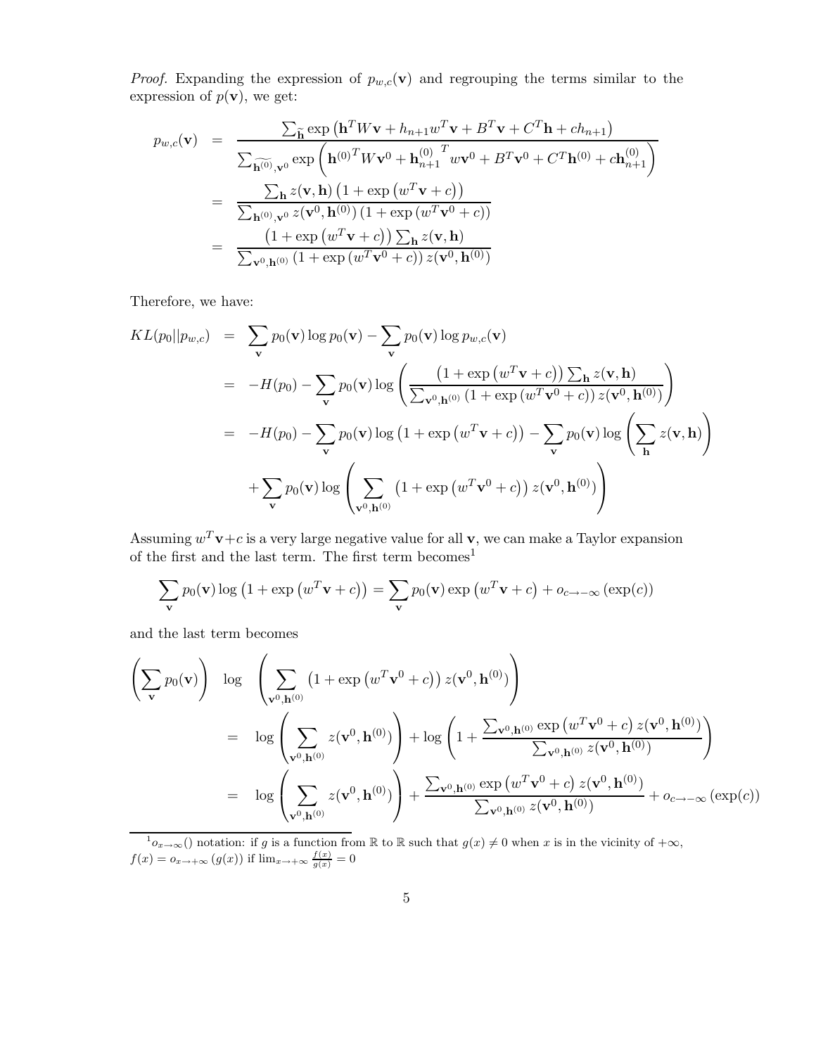*Proof.* Expanding the expression of $p_{w,c}(\mathbf{v})$ and regrouping the terms similar to the expression of $p(\mathbf{v})$, we get:

$$
\begin{aligned}
p_{w,c}(\mathbf{v}) &= \frac{\sum_{\widetilde{\mathbf{h}}} \exp\left(\mathbf{h}^T W \mathbf{v} + h_{n+1} w^T \mathbf{v} + B^T \mathbf{v} + C^T \mathbf{h} + c h_{n+1}\right)}{\sum_{\widetilde{\mathbf{h}^{(0)}}, \mathbf{v}^0} \exp\left(\mathbf{h}^{(0)T} W \mathbf{v}^0 + \mathbf{h}_{n+1}^{(0)\;T} w \mathbf{v}^0 + B^T \mathbf{v}^0 + C^T \mathbf{h}^{(0)} + c \mathbf{h}_{n+1}^{(0)}\right)} \\
&= \frac{\sum_{\mathbf{h}} z(\mathbf{v}, \mathbf{h}) \left(1 + \exp\left(w^T \mathbf{v} + c\right)\right)}{\sum_{\mathbf{h}^{(0)}, \mathbf{v}^0} z(\mathbf{v}^0, \mathbf{h}^{(0)}) \left(1 + \exp\left(w^T \mathbf{v}^0 + c\right)\right)} \\
&= \frac{\left(1 + \exp\left(w^T \mathbf{v} + c\right)\right) \sum_{\mathbf{h}} z(\mathbf{v}, \mathbf{h})}{\sum_{\mathbf{v}^0, \mathbf{h}^{(0)}} \left(1 + \exp\left(w^T \mathbf{v}^0 + c\right)\right) z(\mathbf{v}^0, \mathbf{h}^{(0)})}
\end{aligned}
$$

Therefore, we have:

$$
\begin{aligned}
KL(p_0 || p_{w,c}) &= \sum_{\mathbf{v}} p_0(\mathbf{v}) \log p_0(\mathbf{v}) - \sum_{\mathbf{v}} p_0(\mathbf{v}) \log p_{w,c}(\mathbf{v}) \\
&= -H(p_0) - \sum_{\mathbf{v}} p_0(\mathbf{v}) \log \left( \frac{\left(1 + \exp\left(w^T \mathbf{v} + c\right)\right) \sum_{\mathbf{h}} z(\mathbf{v}, \mathbf{h})}{\sum_{\mathbf{v}^0, \mathbf{h}^{(0)}} \left(1 + \exp\left(w^T \mathbf{v}^0 + c\right)\right) z(\mathbf{v}^0, \mathbf{h}^{(0)})} \right) \\
&= -H(p_0) - \sum_{\mathbf{v}} p_0(\mathbf{v}) \log \left(1 + \exp\left(w^T \mathbf{v} + c\right)\right) - \sum_{\mathbf{v}} p_0(\mathbf{v}) \log \left( \sum_{\mathbf{h}} z(\mathbf{v}, \mathbf{h}) \right) \\
&\quad + \sum_{\mathbf{v}} p_0(\mathbf{v}) \log \left( \sum_{\mathbf{v}^0, \mathbf{h}^{(0)}} \left(1 + \exp\left(w^T \mathbf{v}^0 + c\right)\right) z(\mathbf{v}^0, \mathbf{h}^{(0)}) \right)
\end{aligned}
$$

Assuming $w^T \mathbf{v} + c$ is a very large negative value for all $\mathbf{v}$, we can make a Taylor expansion of the first and the last term. The first term becomes[1]

$$
\sum_{\mathbf{v}} p_0(\mathbf{v}) \log \left(1 + \exp\left(w^T \mathbf{v} + c\right)\right) = \sum_{\mathbf{v}} p_0(\mathbf{v}) \exp\left(w^T \mathbf{v} + c\right) + o_{c \to -\infty}\left(\exp(c)\right)
$$

and the last term becomes

$$
\begin{aligned}
\left( \sum_{\mathbf{v}} p_0(\mathbf{v}) \right) & \log \left( \sum_{\mathbf{v}^0, \mathbf{h}^{(0)}} \left(1 + \exp\left(w^T \mathbf{v}^0 + c\right)\right) z(\mathbf{v}^0, \mathbf{h}^{(0)}) \right) \\
&= \log \left( \sum_{\mathbf{v}^0, \mathbf{h}^{(0)}} z(\mathbf{v}^0, \mathbf{h}^{(0)}) \right) + \log \left( 1 + \frac{\sum_{\mathbf{v}^0, \mathbf{h}^{(0)}} \exp\left(w^T \mathbf{v}^0 + c\right) z(\mathbf{v}^0, \mathbf{h}^{(0)})}{\sum_{\mathbf{v}^0, \mathbf{h}^{(0)}} z(\mathbf{v}^0, \mathbf{h}^{(0)})} \right) \\
&= \log \left( \sum_{\mathbf{v}^0, \mathbf{h}^{(0)}} z(\mathbf{v}^0, \mathbf{h}^{(0)}) \right) + \frac{\sum_{\mathbf{v}^0, \mathbf{h}^{(0)}} \exp\left(w^T \mathbf{v}^0 + c\right) z(\mathbf{v}^0, \mathbf{h}^{(0)})}{\sum_{\mathbf{v}^0, \mathbf{h}^{(0)}} z(\mathbf{v}^0, \mathbf{h}^{(0)})} + o_{c \to -\infty}\left(\exp(c)\right)
\end{aligned}
$$

---

[1] $o_{x \to \infty}()$ notation: if $g$ is a function from $\mathbb{R}$ to $\mathbb{R}$ such that $g(x) \neq 0$ when $x$ is in the vicinity of $+\infty$, $f(x) = o_{x \to +\infty}\left(g(x)\right)$ if $\lim_{x \to +\infty} \frac{f(x)}{g(x)} = 0$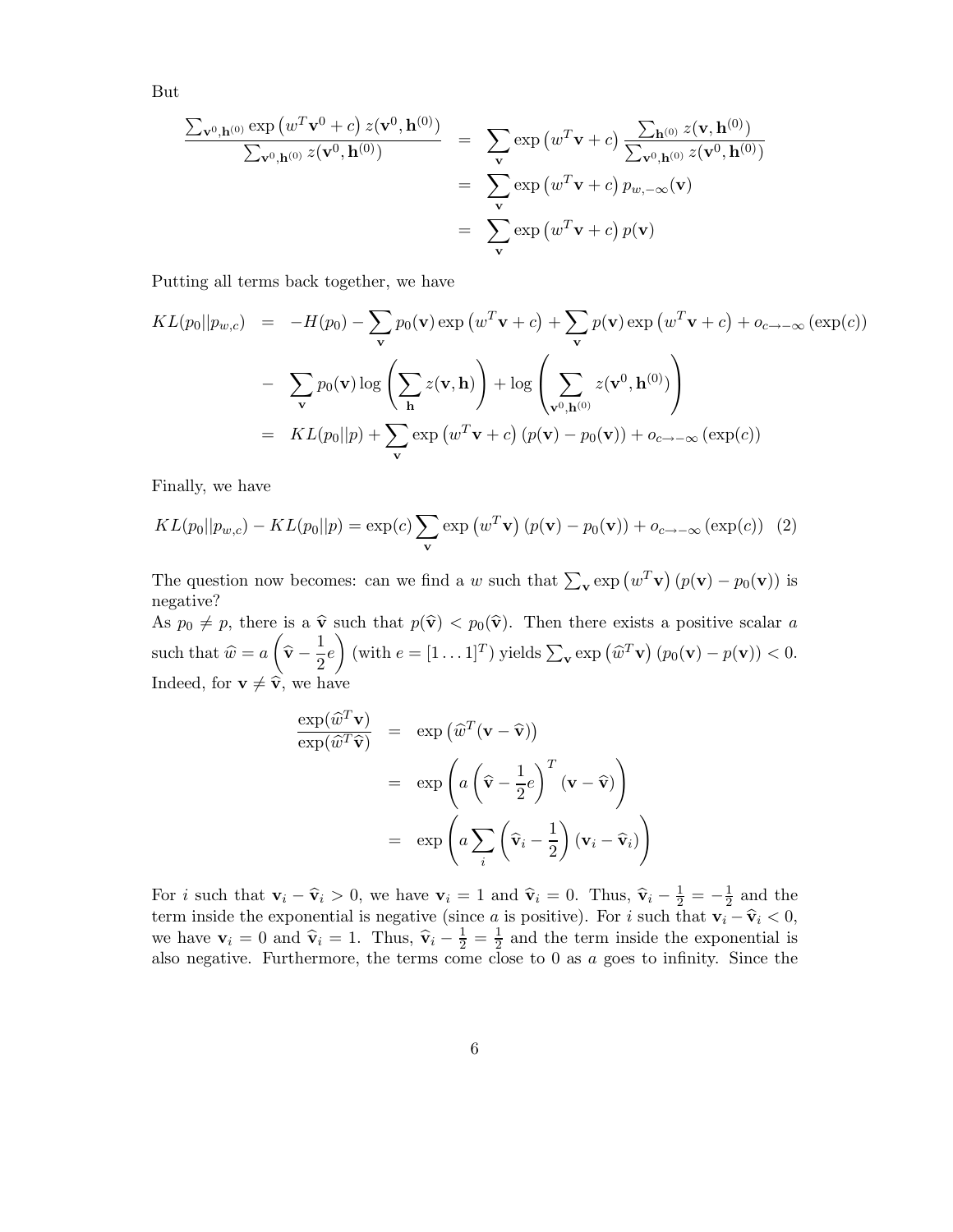But

$$
\begin{aligned}
\frac{\sum_{\mathbf{v}^0,\mathbf{h}^{(0)}} \exp\left(w^T\mathbf{v}^0 + c\right) z(\mathbf{v}^0,\mathbf{h}^{(0)})}{\sum_{\mathbf{v}^0,\mathbf{h}^{(0)}} z(\mathbf{v}^0,\mathbf{h}^{(0)})} &= \sum_{\mathbf{v}} \exp\left(w^T\mathbf{v} + c\right) \frac{\sum_{\mathbf{h}^{(0)}} z(\mathbf{v},\mathbf{h}^{(0)})}{\sum_{\mathbf{v}^0,\mathbf{h}^{(0)}} z(\mathbf{v}^0,\mathbf{h}^{(0)})} \\
&= \sum_{\mathbf{v}} \exp\left(w^T\mathbf{v} + c\right) p_{w,-\infty}(\mathbf{v}) \\
&= \sum_{\mathbf{v}} \exp\left(w^T\mathbf{v} + c\right) p(\mathbf{v})
\end{aligned}
$$

Putting all terms back together, we have

$$
\begin{aligned}
KL(p_0||p_{w,c}) &= -H(p_0) - \sum_{\mathbf{v}} p_0(\mathbf{v}) \exp\left(w^T\mathbf{v} + c\right) + \sum_{\mathbf{v}} p(\mathbf{v}) \exp\left(w^T\mathbf{v} + c\right) + o_{c\to-\infty}\left(\exp(c)\right) \\
&- \sum_{\mathbf{v}} p_0(\mathbf{v}) \log\left(\sum_{\mathbf{h}} z(\mathbf{v},\mathbf{h})\right) + \log\left(\sum_{\mathbf{v}^0,\mathbf{h}^{(0)}} z(\mathbf{v}^0,\mathbf{h}^{(0)})\right) \\
&= KL(p_0||p) + \sum_{\mathbf{v}} \exp\left(w^T\mathbf{v} + c\right)\left(p(\mathbf{v}) - p_0(\mathbf{v})\right) + o_{c\to-\infty}\left(\exp(c)\right)
\end{aligned}
$$

Finally, we have

$$
KL(p_0||p_{w,c}) - KL(p_0||p) = \exp(c) \sum_{\mathbf{v}} \exp\left(w^T\mathbf{v}\right)\left(p(\mathbf{v}) - p_0(\mathbf{v})\right) + o_{c\to-\infty}\left(\exp(c)\right) \quad (2)
$$

The question now becomes: can we find a $w$ such that $\sum_{\mathbf{v}} \exp\left(w^T\mathbf{v}\right)\left(p(\mathbf{v}) - p_0(\mathbf{v})\right)$ is negative?

As $p_0 \neq p$, there is a $\widehat{\mathbf{v}}$ such that $p(\widehat{\mathbf{v}}) < p_0(\widehat{\mathbf{v}})$. Then there exists a positive scalar $a$ such that $\widehat{w} = a\left(\widehat{\mathbf{v}} - \frac{1}{2}e\right)$ (with $e = [1 \dots 1]^T$) yields $\sum_{\mathbf{v}} \exp\left(\widehat{w}^T\mathbf{v}\right)\left(p_0(\mathbf{v}) - p(\mathbf{v})\right) < 0$. Indeed, for $\mathbf{v} \neq \widehat{\mathbf{v}}$, we have

$$
\begin{aligned}
\frac{\exp(\widehat{w}^T\mathbf{v})}{\exp(\widehat{w}^T\widehat{\mathbf{v}})} &= \exp\left(\widehat{w}^T(\mathbf{v} - \widehat{\mathbf{v}})\right) \\
&= \exp\left(a\left(\widehat{\mathbf{v}} - \frac{1}{2}e\right)^T(\mathbf{v} - \widehat{\mathbf{v}})\right) \\
&= \exp\left(a\sum_i \left(\widehat{\mathbf{v}}_i - \frac{1}{2}\right)(\mathbf{v}_i - \widehat{\mathbf{v}}_i)\right)
\end{aligned}
$$

For $i$ such that $\mathbf{v}_i - \widehat{\mathbf{v}}_i > 0$, we have $\mathbf{v}_i = 1$ and $\widehat{\mathbf{v}}_i = 0$. Thus, $\widehat{\mathbf{v}}_i - \frac{1}{2} = -\frac{1}{2}$ and the term inside the exponential is negative (since $a$ is positive). For $i$ such that $\mathbf{v}_i - \widehat{\mathbf{v}}_i < 0$, we have $\mathbf{v}_i = 0$ and $\widehat{\mathbf{v}}_i = 1$. Thus, $\widehat{\mathbf{v}}_i - \frac{1}{2} = \frac{1}{2}$ and the term inside the exponential is also negative. Furthermore, the terms come close to 0 as $a$ goes to infinity. Since the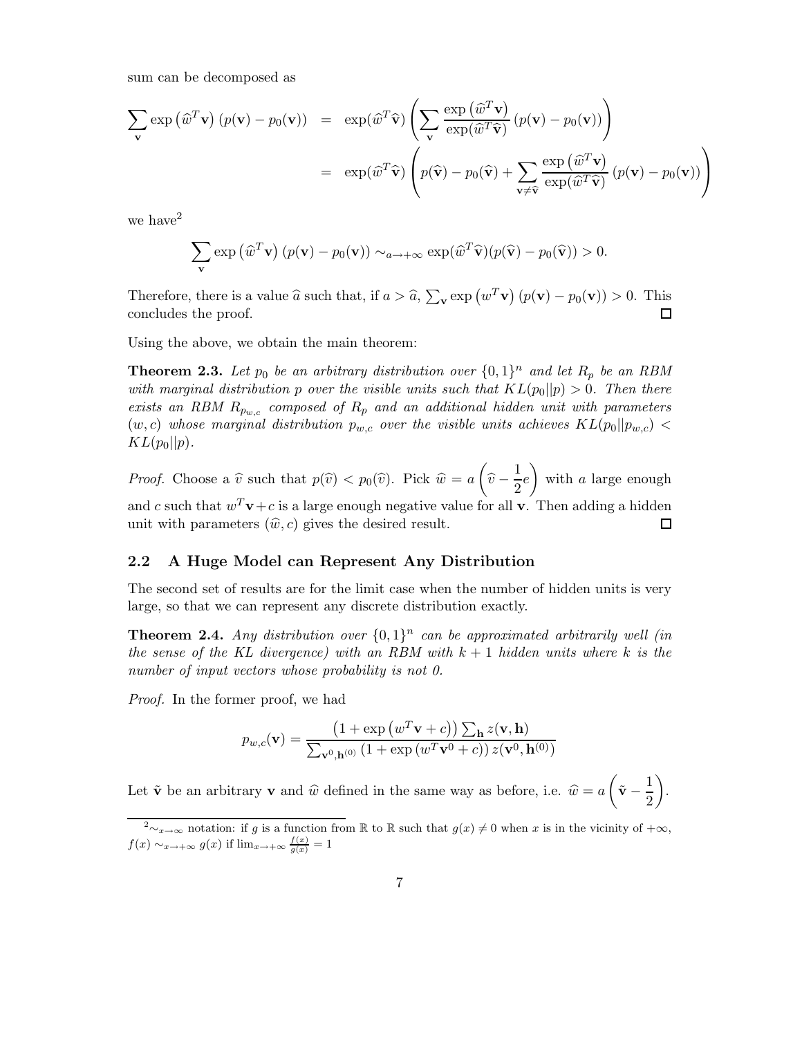sum can be decomposed as

$$
\begin{aligned}
\sum_{\mathbf{v}} \exp\left(\widehat{w}^T \mathbf{v}\right)\left(p(\mathbf{v}) - p_0(\mathbf{v})\right) &= \exp(\widehat{w}^T \widehat{\mathbf{v}}) \left( \sum_{\mathbf{v}} \frac{\exp\left(\widehat{w}^T \mathbf{v}\right)}{\exp(\widehat{w}^T \widehat{\mathbf{v}})} \left(p(\mathbf{v}) - p_0(\mathbf{v})\right) \right) \\
&= \exp(\widehat{w}^T \widehat{\mathbf{v}}) \left( p(\widehat{\mathbf{v}}) - p_0(\widehat{\mathbf{v}}) + \sum_{\mathbf{v} \neq \widehat{\mathbf{v}}} \frac{\exp\left(\widehat{w}^T \mathbf{v}\right)}{\exp(\widehat{w}^T \widehat{\mathbf{v}})} \left(p(\mathbf{v}) - p_0(\mathbf{v})\right) \right)
\end{aligned}
$$

we have[2]

$$
\sum_{\mathbf{v}} \exp\left(\widehat{w}^T \mathbf{v}\right)\left(p(\mathbf{v}) - p_0(\mathbf{v})\right) \sim_{a \to +\infty} \exp(\widehat{w}^T \widehat{\mathbf{v}})(p(\widehat{\mathbf{v}}) - p_0(\widehat{\mathbf{v}})) > 0.
$$

Therefore, there is a value $\widehat{a}$ such that, if $a > \widehat{a}$, $\sum_{\mathbf{v}} \exp\left(w^T \mathbf{v}\right)\left(p(\mathbf{v}) - p_0(\mathbf{v})\right) > 0$. This concludes the proof. □

Using the above, we obtain the main theorem:

**Theorem 2.3.** *Let $p_0$ be an arbitrary distribution over $\{0,1\}^n$ and let $R_p$ be an RBM with marginal distribution $p$ over the visible units such that $KL(p_0||p) > 0$. Then there exists an RBM $R_{p_{w,c}}$ composed of $R_p$ and an additional hidden unit with parameters $(w, c)$ whose marginal distribution $p_{w,c}$ over the visible units achieves $KL(p_0||p_{w,c}) < KL(p_0||p)$.*

*Proof.* Choose a $\widehat{v}$ such that $p(\widehat{v}) < p_0(\widehat{v})$. Pick $\widehat{w} = a\left(\widehat{v} - \frac{1}{2}e\right)$ with $a$ large enough and $c$ such that $w^T \mathbf{v} + c$ is a large enough negative value for all $\mathbf{v}$. Then adding a hidden unit with parameters $(\widehat{w}, c)$ gives the desired result. □

## 2.2 A Huge Model can Represent Any Distribution

The second set of results are for the limit case when the number of hidden units is very large, so that we can represent any discrete distribution exactly.

**Theorem 2.4.** *Any distribution over $\{0,1\}^n$ can be approximated arbitrarily well (in the sense of the KL divergence) with an RBM with $k+1$ hidden units where $k$ is the number of input vectors whose probability is not 0.*

*Proof.* In the former proof, we had

$$
p_{w,c}(\mathbf{v}) = \frac{\left(1 + \exp\left(w^T \mathbf{v} + c\right)\right) \sum_{\mathbf{h}} z(\mathbf{v}, \mathbf{h})}{\sum_{\mathbf{v}^0, \mathbf{h}^{(0)}} \left(1 + \exp\left(w^T \mathbf{v}^0 + c\right)\right) z(\mathbf{v}^0, \mathbf{h}^{(0)})}
$$

Let $\tilde{\mathbf{v}}$ be an arbitrary $\mathbf{v}$ and $\widehat{w}$ defined in the same way as before, i.e. $\widehat{w} = a\left(\tilde{\mathbf{v}} - \frac{1}{2}\right)$.

[2] $\sim_{x \to \infty}$ notation: if $g$ is a function from $\mathbb{R}$ to $\mathbb{R}$ such that $g(x) \neq 0$ when $x$ is in the vicinity of $+\infty$, $f(x) \sim_{x \to +\infty} g(x)$ if $\lim_{x \to +\infty} \frac{f(x)}{g(x)} = 1$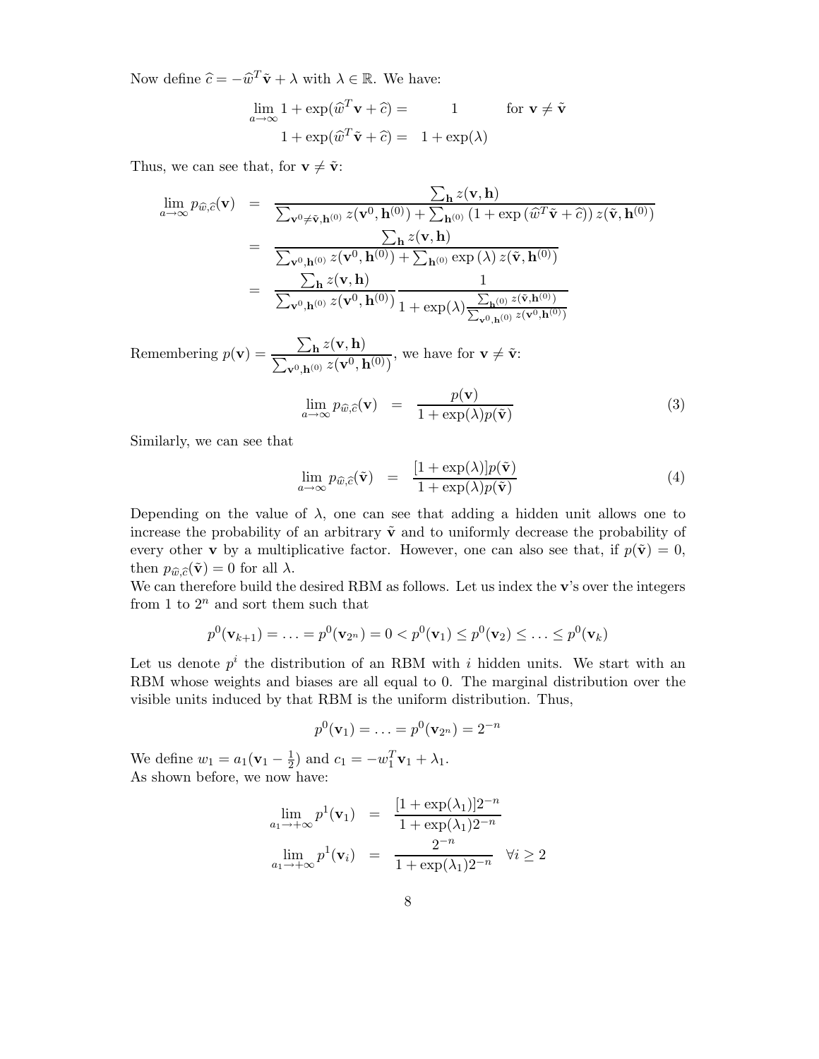Now define $\widehat{c} = -\widehat{w}^T \tilde{\mathbf{v}} + \lambda$ with $\lambda \in \mathbb{R}$. We have:

$$
\begin{aligned}
\lim_{a \to \infty} 1 + \exp(\widehat{w}^T \mathbf{v} + \widehat{c}) &= \quad 1 \qquad \text{for } \mathbf{v} \neq \tilde{\mathbf{v}} \\
1 + \exp(\widehat{w}^T \tilde{\mathbf{v}} + \widehat{c}) &= \quad 1 + \exp(\lambda)
\end{aligned}
$$

Thus, we can see that, for $\mathbf{v} \neq \tilde{\mathbf{v}}$:

$$
\begin{aligned}
\lim_{a \to \infty} p_{\widehat{w},\widehat{c}}(\mathbf{v}) &= \frac{\sum_{\mathbf{h}} z(\mathbf{v}, \mathbf{h})}{\sum_{\mathbf{v}^0 \neq \tilde{\mathbf{v}}, \mathbf{h}^{(0)}} z(\mathbf{v}^0, \mathbf{h}^{(0)}) + \sum_{\mathbf{h}^{(0)}} \left(1 + \exp\left(\widehat{w}^T \tilde{\mathbf{v}} + \widehat{c}\right)\right) z(\tilde{\mathbf{v}}, \mathbf{h}^{(0)})} \\
&= \frac{\sum_{\mathbf{h}} z(\mathbf{v}, \mathbf{h})}{\sum_{\mathbf{v}^0, \mathbf{h}^{(0)}} z(\mathbf{v}^0, \mathbf{h}^{(0)}) + \sum_{\mathbf{h}^{(0)}} \exp\left(\lambda\right) z(\tilde{\mathbf{v}}, \mathbf{h}^{(0)})} \\
&= \frac{\sum_{\mathbf{h}} z(\mathbf{v}, \mathbf{h})}{\sum_{\mathbf{v}^0, \mathbf{h}^{(0)}} z(\mathbf{v}^0, \mathbf{h}^{(0)})} \frac{1}{1 + \exp(\lambda) \frac{\sum_{\mathbf{h}^{(0)}} z(\tilde{\mathbf{v}}, \mathbf{h}^{(0)})}{\sum_{\mathbf{v}^0, \mathbf{h}^{(0)}} z(\mathbf{v}^0, \mathbf{h}^{(0)})}}
\end{aligned}
$$

Remembering $p(\mathbf{v}) = \frac{\sum_{\mathbf{h}} z(\mathbf{v}, \mathbf{h})}{\sum_{\mathbf{v}^0, \mathbf{h}^{(0)}} z(\mathbf{v}^0, \mathbf{h}^{(0)})}$, we have for $\mathbf{v} \neq \tilde{\mathbf{v}}$:

$$
\lim_{a \to \infty} p_{\widehat{w},\widehat{c}}(\mathbf{v}) = \frac{p(\mathbf{v})}{1 + \exp(\lambda) p(\tilde{\mathbf{v}})} \tag{3}
$$

Similarly, we can see that

$$
\lim_{a \to \infty} p_{\widehat{w},\widehat{c}}(\tilde{\mathbf{v}}) = \frac{[1 + \exp(\lambda)] p(\tilde{\mathbf{v}})}{1 + \exp(\lambda) p(\tilde{\mathbf{v}})} \tag{4}
$$

Depending on the value of $\lambda$, one can see that adding a hidden unit allows one to increase the probability of an arbitrary $\tilde{\mathbf{v}}$ and to uniformly decrease the probability of every other $\mathbf{v}$ by a multiplicative factor. However, one can also see that, if $p(\tilde{\mathbf{v}}) = 0$, then $p_{\widehat{w},\widehat{c}}(\tilde{\mathbf{v}}) = 0$ for all $\lambda$.

We can therefore build the desired RBM as follows. Let us index the $\mathbf{v}$'s over the integers from 1 to $2^n$ and sort them such that

$$
p^0(\mathbf{v}_{k+1}) = \ldots = p^0(\mathbf{v}_{2^n}) = 0 < p^0(\mathbf{v}_1) \leq p^0(\mathbf{v}_2) \leq \ldots \leq p^0(\mathbf{v}_k)
$$

Let us denote $p^i$ the distribution of an RBM with $i$ hidden units. We start with an RBM whose weights and biases are all equal to 0. The marginal distribution over the visible units induced by that RBM is the uniform distribution. Thus,

$$
p^0(\mathbf{v}_1) = \ldots = p^0(\mathbf{v}_{2^n}) = 2^{-n}
$$

We define $w_1 = a_1(\mathbf{v}_1 - \frac{1}{2})$ and $c_1 = -w_1^T \mathbf{v}_1 + \lambda_1$.

As shown before, we now have:

$$
\begin{aligned}
\lim_{a_1 \to +\infty} p^1(\mathbf{v}_1) &= \frac{[1 + \exp(\lambda_1)] 2^{-n}}{1 + \exp(\lambda_1) 2^{-n}} \\
\lim_{a_1 \to +\infty} p^1(\mathbf{v}_i) &= \frac{2^{-n}}{1 + \exp(\lambda_1) 2^{-n}} \quad \forall i \geq 2
\end{aligned}
$$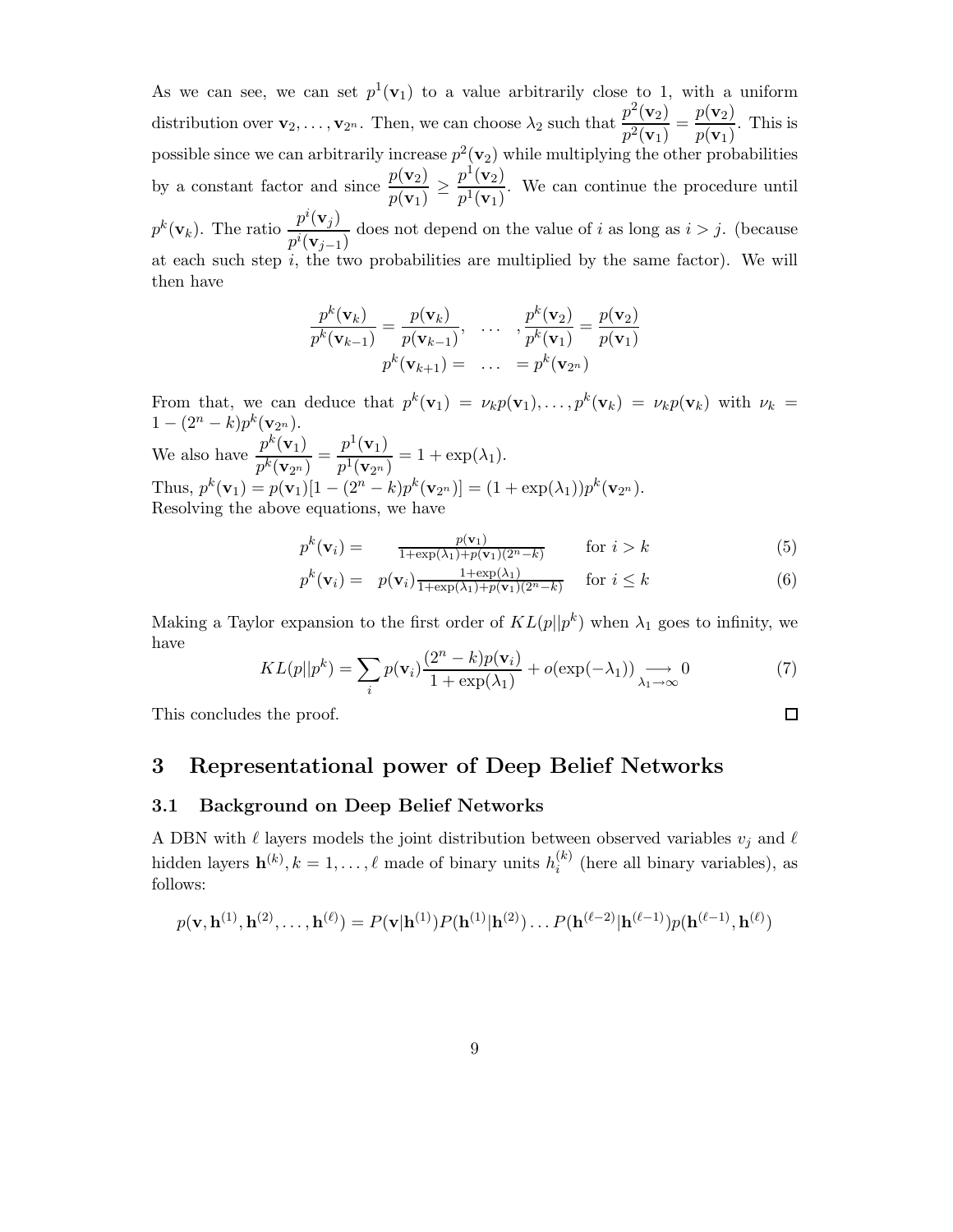As we can see, we can set $p^1(\mathbf{v}_1)$ to a value arbitrarily close to 1, with a uniform distribution over $\mathbf{v}_2, \ldots, \mathbf{v}_{2^n}$. Then, we can choose $\lambda_2$ such that $\frac{p^2(\mathbf{v}_2)}{p^2(\mathbf{v}_1)} = \frac{p(\mathbf{v}_2)}{p(\mathbf{v}_1)}$. This is possible since we can arbitrarily increase $p^2(\mathbf{v}_2)$ while multiplying the other probabilities by a constant factor and since $\frac{p(\mathbf{v}_2)}{p(\mathbf{v}_1)} \geq \frac{p^1(\mathbf{v}_2)}{p^1(\mathbf{v}_1)}$. We can continue the procedure until $p^k(\mathbf{v}_k)$. The ratio $\frac{p^i(\mathbf{v}_j)}{p^i(\mathbf{v}_{j-1})}$ does not depend on the value of $i$ as long as $i > j$. (because at each such step $i$, the two probabilities are multiplied by the same factor). We will then have

$$
\frac{p^k(\mathbf{v}_k)}{p^k(\mathbf{v}_{k-1})} = \frac{p(\mathbf{v}_k)}{p(\mathbf{v}_{k-1})}, \quad \ldots \quad , \frac{p^k(\mathbf{v}_2)}{p^k(\mathbf{v}_1)} = \frac{p(\mathbf{v}_2)}{p(\mathbf{v}_1)}
$$

$$
p^k(\mathbf{v}_{k+1}) = \quad \ldots \quad = p^k(\mathbf{v}_{2^n})
$$

From that, we can deduce that $p^k(\mathbf{v}_1) = \nu_k p(\mathbf{v}_1), \ldots, p^k(\mathbf{v}_k) = \nu_k p(\mathbf{v}_k)$ with $\nu_k = 1 - (2^n - k)p^k(\mathbf{v}_{2^n})$.

We also have $\frac{p^k(\mathbf{v}_1)}{p^k(\mathbf{v}_{2^n})} = \frac{p^1(\mathbf{v}_1)}{p^1(\mathbf{v}_{2^n})} = 1 + \exp(\lambda_1)$.

Thus, $p^k(\mathbf{v}_1) = p(\mathbf{v}_1)[1 - (2^n - k)p^k(\mathbf{v}_{2^n})] = (1 + \exp(\lambda_1))p^k(\mathbf{v}_{2^n})$.

Resolving the above equations, we have

$$
p^k(\mathbf{v}_i) = \frac{p(\mathbf{v}_1)}{1 + \exp(\lambda_1) + p(\mathbf{v}_1)(2^n - k)} \qquad \text{for } i > k \tag{5}
$$

$$
p^k(\mathbf{v}_i) = p(\mathbf{v}_i)\frac{1 + \exp(\lambda_1)}{1 + \exp(\lambda_1) + p(\mathbf{v}_1)(2^n - k)} \qquad \text{for } i \leq k \tag{6}
$$

Making a Taylor expansion to the first order of $KL(p||p^k)$ when $\lambda_1$ goes to infinity, we have

$$
KL(p||p^k) = \sum_i p(\mathbf{v}_i)\frac{(2^n - k)p(\mathbf{v}_i)}{1 + \exp(\lambda_1)} + o(\exp(-\lambda_1)) \underset{\lambda_1 \to \infty}{\longrightarrow} 0 \tag{7}
$$

This concludes the proof. $\square$

# 3 Representational power of Deep Belief Networks

## 3.1 Background on Deep Belief Networks

A DBN with $\ell$ layers models the joint distribution between observed variables $v_j$ and $\ell$ hidden layers $\mathbf{h}^{(k)}, k = 1, \ldots, \ell$ made of binary units $h_i^{(k)}$ (here all binary variables), as follows:

$$
p(\mathbf{v}, \mathbf{h}^{(1)}, \mathbf{h}^{(2)}, \ldots, \mathbf{h}^{(\ell)}) = P(\mathbf{v}|\mathbf{h}^{(1)})P(\mathbf{h}^{(1)}|\mathbf{h}^{(2)}) \ldots P(\mathbf{h}^{(\ell-2)}|\mathbf{h}^{(\ell-1)})p(\mathbf{h}^{(\ell-1)}, \mathbf{h}^{(\ell)})
$$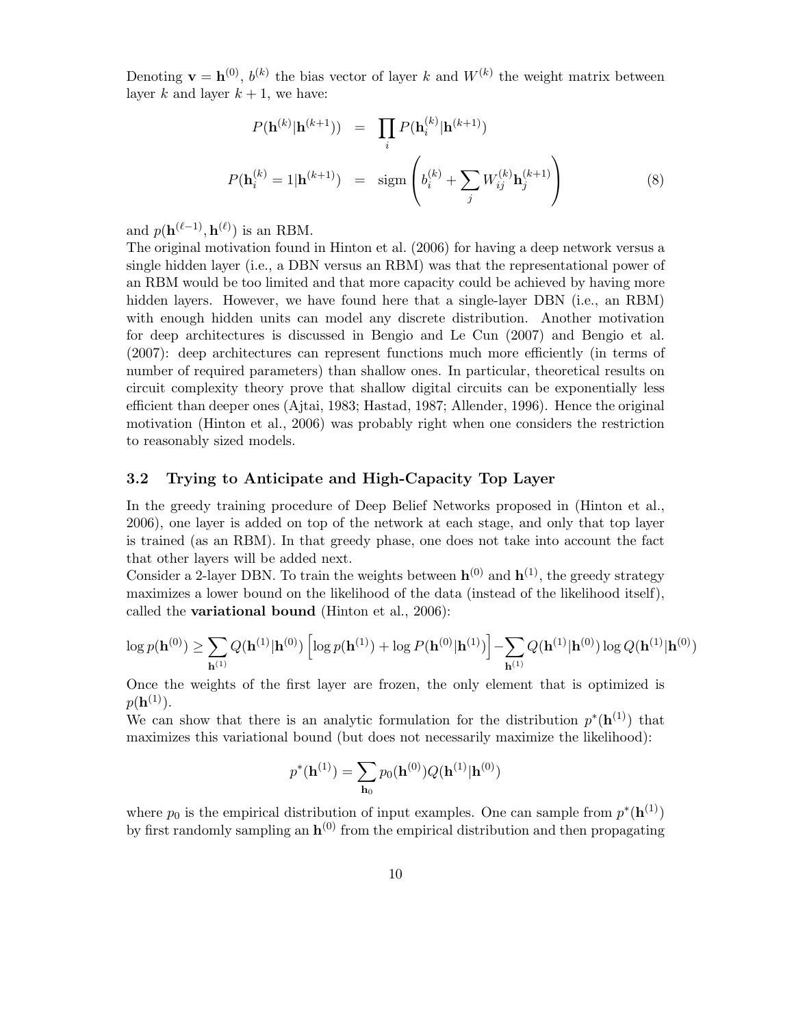Denoting $\mathbf{v} = \mathbf{h}^{(0)}$, $b^{(k)}$ the bias vector of layer $k$ and $W^{(k)}$ the weight matrix between layer $k$ and layer $k+1$, we have:

$$
\begin{aligned}
P(\mathbf{h}^{(k)}|\mathbf{h}^{(k+1)}) &= \prod_i P(\mathbf{h}_i^{(k)}|\mathbf{h}^{(k+1)}) \\
P(\mathbf{h}_i^{(k)} = 1|\mathbf{h}^{(k+1)}) &= \text{sigm}\left(b_i^{(k)} + \sum_j W_{ij}^{(k)}\mathbf{h}_j^{(k+1)}\right)
\end{aligned}
\tag{8}
$$

and $p(\mathbf{h}^{(\ell-1)}, \mathbf{h}^{(\ell)})$ is an RBM.

The original motivation found in Hinton et al. (2006) for having a deep network versus a single hidden layer (i.e., a DBN versus an RBM) was that the representational power of an RBM would be too limited and that more capacity could be achieved by having more hidden layers. However, we have found here that a single-layer DBN (i.e., an RBM) with enough hidden units can model any discrete distribution. Another motivation for deep architectures is discussed in Bengio and Le Cun (2007) and Bengio et al. (2007): deep architectures can represent functions much more efficiently (in terms of number of required parameters) than shallow ones. In particular, theoretical results on circuit complexity theory prove that shallow digital circuits can be exponentially less efficient than deeper ones (Ajtai, 1983; Hastad, 1987; Allender, 1996). Hence the original motivation (Hinton et al., 2006) was probably right when one considers the restriction to reasonably sized models.

### 3.2 Trying to Anticipate and High-Capacity Top Layer

In the greedy training procedure of Deep Belief Networks proposed in (Hinton et al., 2006), one layer is added on top of the network at each stage, and only that top layer is trained (as an RBM). In that greedy phase, one does not take into account the fact that other layers will be added next.

Consider a 2-layer DBN. To train the weights between $\mathbf{h}^{(0)}$ and $\mathbf{h}^{(1)}$, the greedy strategy maximizes a lower bound on the likelihood of the data (instead of the likelihood itself), called the **variational bound** (Hinton et al., 2006):

$$
\log p(\mathbf{h}^{(0)}) \geq \sum_{\mathbf{h}^{(1)}} Q(\mathbf{h}^{(1)}|\mathbf{h}^{(0)}) \left[\log p(\mathbf{h}^{(1)}) + \log P(\mathbf{h}^{(0)}|\mathbf{h}^{(1)})\right] - \sum_{\mathbf{h}^{(1)}} Q(\mathbf{h}^{(1)}|\mathbf{h}^{(0)}) \log Q(\mathbf{h}^{(1)}|\mathbf{h}^{(0)})
$$

Once the weights of the first layer are frozen, the only element that is optimized is $p(\mathbf{h}^{(1)})$.

We can show that there is an analytic formulation for the distribution $p^*(\mathbf{h}^{(1)})$ that maximizes this variational bound (but does not necessarily maximize the likelihood):

$$
p^*(\mathbf{h}^{(1)}) = \sum_{\mathbf{h}_0} p_0(\mathbf{h}^{(0)}) Q(\mathbf{h}^{(1)}|\mathbf{h}^{(0)})
$$

where $p_0$ is the empirical distribution of input examples. One can sample from $p^*(\mathbf{h}^{(1)})$ by first randomly sampling an $\mathbf{h}^{(0)}$ from the empirical distribution and then propagating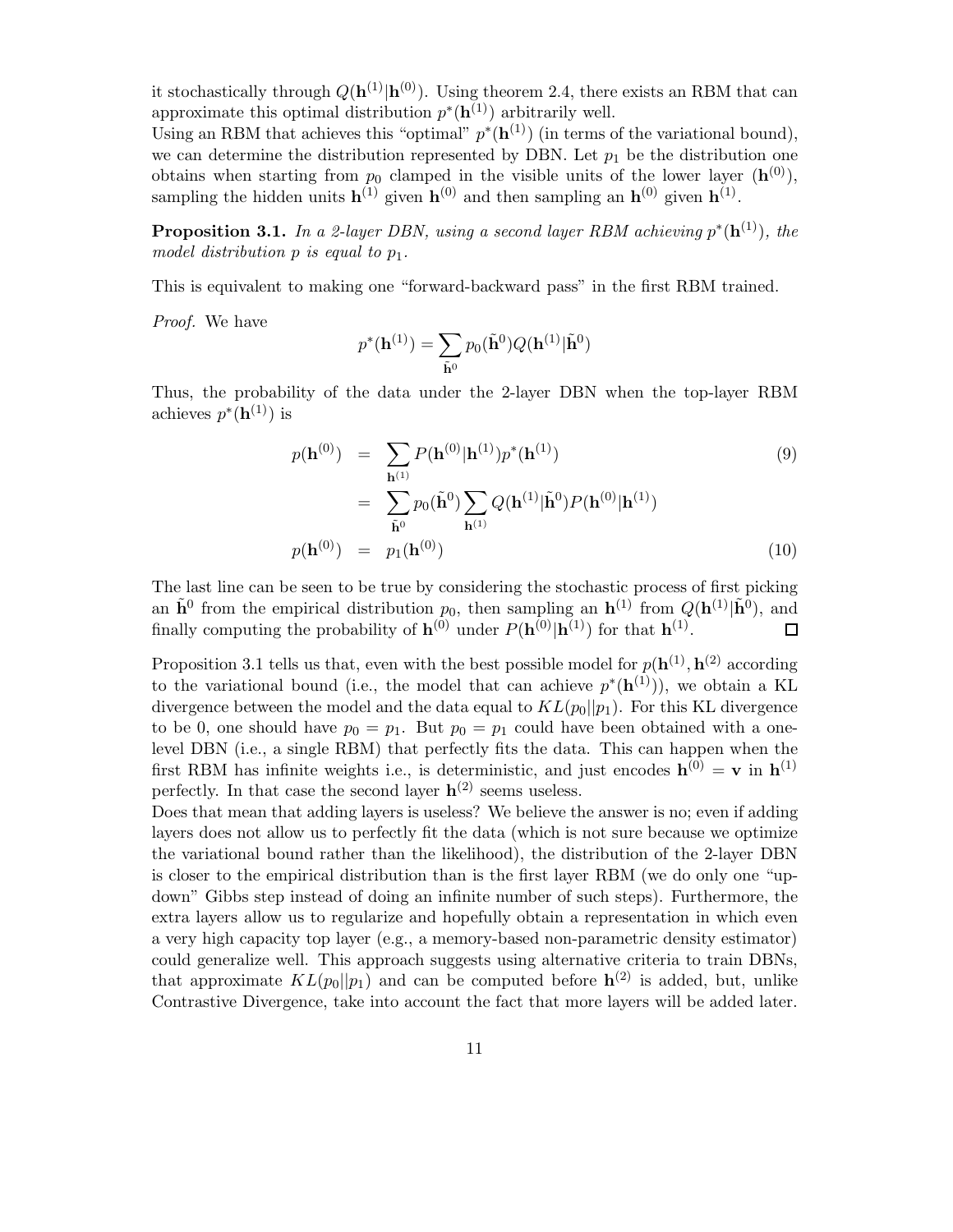it stochastically through $Q(\mathbf{h}^{(1)}|\mathbf{h}^{(0)})$. Using theorem 2.4, there exists an RBM that can approximate this optimal distribution $p^*(\mathbf{h}^{(1)})$ arbitrarily well.
Using an RBM that achieves this "optimal" $p^*(\mathbf{h}^{(1)})$ (in terms of the variational bound), we can determine the distribution represented by DBN. Let $p_1$ be the distribution one obtains when starting from $p_0$ clamped in the visible units of the lower layer ($\mathbf{h}^{(0)}$), sampling the hidden units $\mathbf{h}^{(1)}$ given $\mathbf{h}^{(0)}$ and then sampling an $\mathbf{h}^{(0)}$ given $\mathbf{h}^{(1)}$.

**Proposition 3.1.** *In a 2-layer DBN, using a second layer RBM achieving $p^*(\mathbf{h}^{(1)})$, the model distribution $p$ is equal to $p_1$.*

This is equivalent to making one "forward-backward pass" in the first RBM trained.

*Proof.* We have

$$p^*(\mathbf{h}^{(1)}) = \sum_{\tilde{\mathbf{h}}^0} p_0(\tilde{\mathbf{h}}^0) Q(\mathbf{h}^{(1)}|\tilde{\mathbf{h}}^0)$$

Thus, the probability of the data under the 2-layer DBN when the top-layer RBM achieves $p^*(\mathbf{h}^{(1)})$ is

$$\begin{aligned} p(\mathbf{h}^{(0)}) &= \sum_{\mathbf{h}^{(1)}} P(\mathbf{h}^{(0)}|\mathbf{h}^{(1)}) p^*(\mathbf{h}^{(1)}) & (9) \\ &= \sum_{\tilde{\mathbf{h}}^0} p_0(\tilde{\mathbf{h}}^0) \sum_{\mathbf{h}^{(1)}} Q(\mathbf{h}^{(1)}|\tilde{\mathbf{h}}^0) P(\mathbf{h}^{(0)}|\mathbf{h}^{(1)}) \\ p(\mathbf{h}^{(0)}) &= p_1(\mathbf{h}^{(0)}) & (10) \end{aligned}$$

The last line can be seen to be true by considering the stochastic process of first picking an $\tilde{\mathbf{h}}^0$ from the empirical distribution $p_0$, then sampling an $\mathbf{h}^{(1)}$ from $Q(\mathbf{h}^{(1)}|\tilde{\mathbf{h}}^0)$, and finally computing the probability of $\mathbf{h}^{(0)}$ under $P(\mathbf{h}^{(0)}|\mathbf{h}^{(1)})$ for that $\mathbf{h}^{(1)}$. □

Proposition 3.1 tells us that, even with the best possible model for $p(\mathbf{h}^{(1)}, \mathbf{h}^{(2)}$ according to the variational bound (i.e., the model that can achieve $p^*(\mathbf{h}^{(1)})$), we obtain a KL divergence between the model and the data equal to $KL(p_0||p_1)$. For this KL divergence to be 0, one should have $p_0 = p_1$. But $p_0 = p_1$ could have been obtained with a one-level DBN (i.e., a single RBM) that perfectly fits the data. This can happen when the first RBM has infinite weights i.e., is deterministic, and just encodes $\mathbf{h}^{(0)} = \mathbf{v}$ in $\mathbf{h}^{(1)}$ perfectly. In that case the second layer $\mathbf{h}^{(2)}$ seems useless.
Does that mean that adding layers is useless? We believe the answer is no; even if adding layers does not allow us to perfectly fit the data (which is not sure because we optimize the variational bound rather than the likelihood), the distribution of the 2-layer DBN is closer to the empirical distribution than is the first layer RBM (we do only one "up-down" Gibbs step instead of doing an infinite number of such steps). Furthermore, the extra layers allow us to regularize and hopefully obtain a representation in which even a very high capacity top layer (e.g., a memory-based non-parametric density estimator) could generalize well. This approach suggests using alternative criteria to train DBNs, that approximate $KL(p_0||p_1)$ and can be computed before $\mathbf{h}^{(2)}$ is added, but, unlike Contrastive Divergence, take into account the fact that more layers will be added later.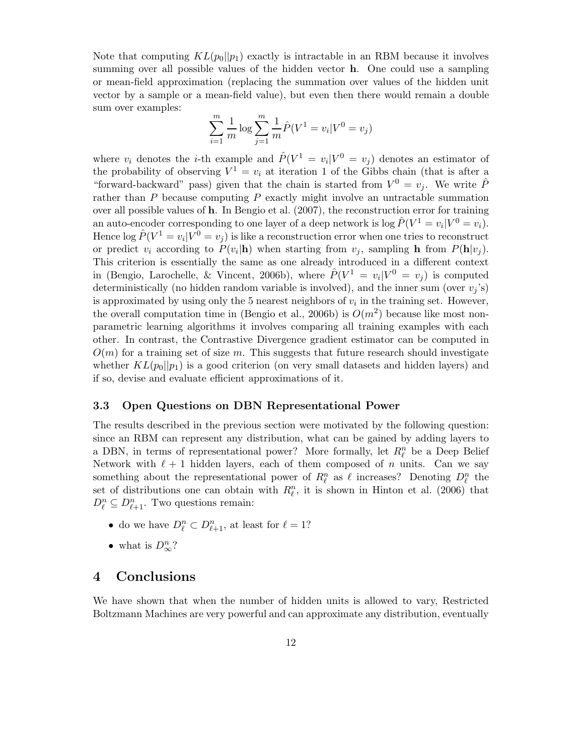Note that computing $KL(p_0||p_1)$ exactly is intractable in an RBM because it involves summing over all possible values of the hidden vector $\mathbf{h}$. One could use a sampling or mean-field approximation (replacing the summation over values of the hidden unit vector by a sample or a mean-field value), but even then there would remain a double sum over examples:

$$\sum_{i=1}^{m} \frac{1}{m} \log \sum_{j=1}^{m} \frac{1}{m} \hat{P}(V^1 = v_i | V^0 = v_j)$$

where $v_i$ denotes the $i$-th example and $\hat{P}(V^1 = v_i | V^0 = v_j)$ denotes an estimator of the probability of observing $V^1 = v_i$ at iteration 1 of the Gibbs chain (that is after a "forward-backward" pass) given that the chain is started from $V^0 = v_j$. We write $\hat{P}$ rather than $P$ because computing $P$ exactly might involve an untractable summation over all possible values of $\mathbf{h}$. In Bengio et al. (2007), the reconstruction error for training an auto-encoder corresponding to one layer of a deep network is $\log \hat{P}(V^1 = v_i | V^0 = v_i)$. Hence $\log \hat{P}(V^1 = v_i | V^0 = v_j)$ is like a reconstruction error when one tries to reconstruct or predict $v_i$ according to $P(v_i|\mathbf{h})$ when starting from $v_j$, sampling $\mathbf{h}$ from $P(\mathbf{h}|v_j)$. This criterion is essentially the same as one already introduced in a different context in (Bengio, Larochelle, & Vincent, 2006b), where $\hat{P}(V^1 = v_i | V^0 = v_j)$ is computed deterministically (no hidden random variable is involved), and the inner sum (over $v_j$'s) is approximated by using only the 5 nearest neighbors of $v_i$ in the training set. However, the overall computation time in (Bengio et al., 2006b) is $O(m^2)$ because like most non-parametric learning algorithms it involves comparing all training examples with each other. In contrast, the Contrastive Divergence gradient estimator can be computed in $O(m)$ for a training set of size $m$. This suggests that future research should investigate whether $KL(p_0||p_1)$ is a good criterion (on very small datasets and hidden layers) and if so, devise and evaluate efficient approximations of it.

### 3.3 Open Questions on DBN Representational Power

The results described in the previous section were motivated by the following question: since an RBM can represent any distribution, what can be gained by adding layers to a DBN, in terms of representational power? More formally, let $R_\ell^n$ be a Deep Belief Network with $\ell + 1$ hidden layers, each of them composed of $n$ units. Can we say something about the representational power of $R_\ell^n$ as $\ell$ increases? Denoting $D_\ell^n$ the set of distributions one can obtain with $R_\ell^n$, it is shown in Hinton et al. (2006) that $D_\ell^n \subseteq D_{\ell+1}^n$. Two questions remain:

- do we have $D_\ell^n \subset D_{\ell+1}^n$, at least for $\ell = 1$?
- what is $D_\infty^n$?

## 4 Conclusions

We have shown that when the number of hidden units is allowed to vary, Restricted Boltzmann Machines are very powerful and can approximate any distribution, eventually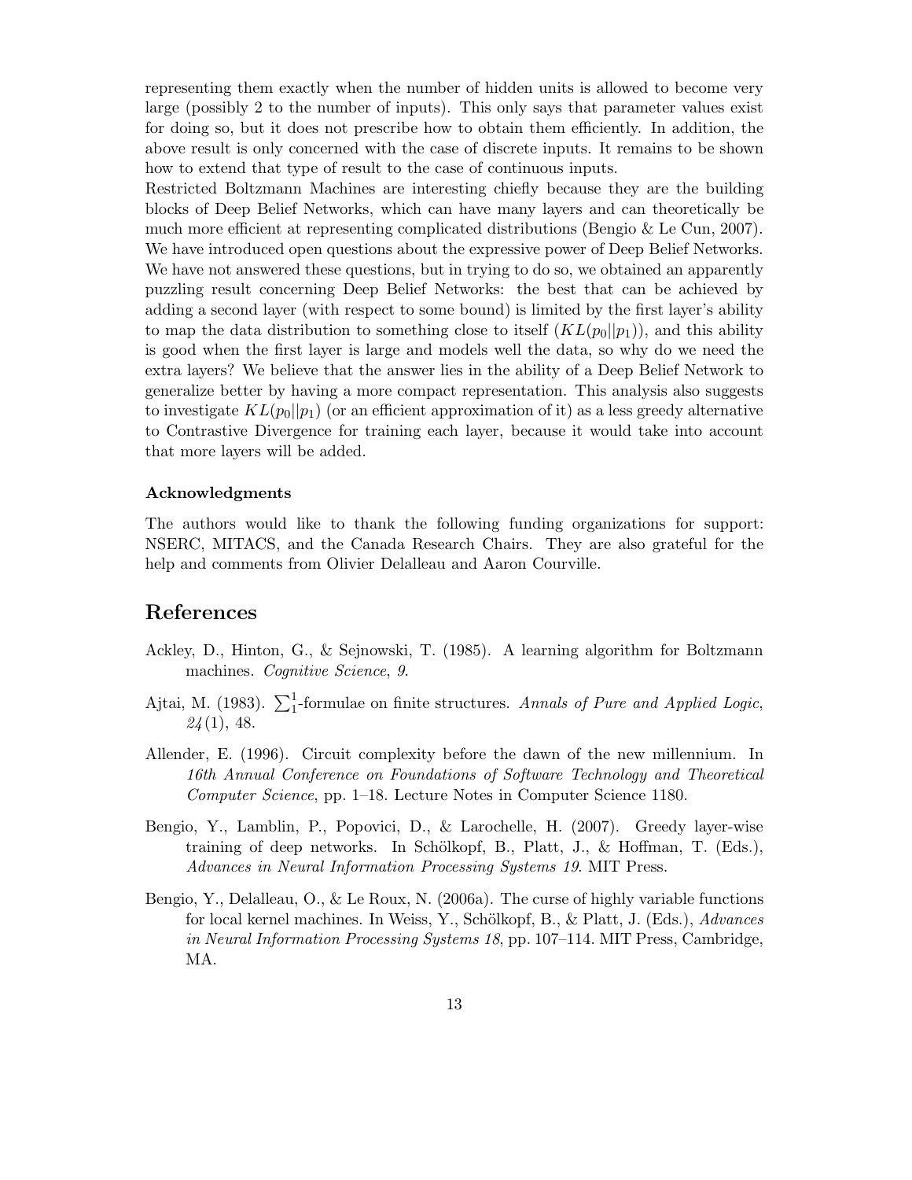representing them exactly when the number of hidden units is allowed to become very large (possibly 2 to the number of inputs). This only says that parameter values exist for doing so, but it does not prescribe how to obtain them efficiently. In addition, the above result is only concerned with the case of discrete inputs. It remains to be shown how to extend that type of result to the case of continuous inputs.

Restricted Boltzmann Machines are interesting chiefly because they are the building blocks of Deep Belief Networks, which can have many layers and can theoretically be much more efficient at representing complicated distributions (Bengio & Le Cun, 2007). We have introduced open questions about the expressive power of Deep Belief Networks. We have not answered these questions, but in trying to do so, we obtained an apparently puzzling result concerning Deep Belief Networks: the best that can be achieved by adding a second layer (with respect to some bound) is limited by the first layer's ability to map the data distribution to something close to itself ($KL(p_0||p_1)$), and this ability is good when the first layer is large and models well the data, so why do we need the extra layers? We believe that the answer lies in the ability of a Deep Belief Network to generalize better by having a more compact representation. This analysis also suggests to investigate $KL(p_0||p_1)$ (or an efficient approximation of it) as a less greedy alternative to Contrastive Divergence for training each layer, because it would take into account that more layers will be added.

### Acknowledgments

The authors would like to thank the following funding organizations for support: NSERC, MITACS, and the Canada Research Chairs. They are also grateful for the help and comments from Olivier Delalleau and Aaron Courville.

## References

Ackley, D., Hinton, G., & Sejnowski, T. (1985). A learning algorithm for Boltzmann machines. *Cognitive Science*, *9*.

Ajtai, M. (1983). $\sum_1^1$-formulae on finite structures. *Annals of Pure and Applied Logic*, *24*(1), 48.

Allender, E. (1996). Circuit complexity before the dawn of the new millennium. In *16th Annual Conference on Foundations of Software Technology and Theoretical Computer Science*, pp. 1–18. Lecture Notes in Computer Science 1180.

Bengio, Y., Lamblin, P., Popovici, D., & Larochelle, H. (2007). Greedy layer-wise training of deep networks. In Schölkopf, B., Platt, J., & Hoffman, T. (Eds.), *Advances in Neural Information Processing Systems 19*. MIT Press.

Bengio, Y., Delalleau, O., & Le Roux, N. (2006a). The curse of highly variable functions for local kernel machines. In Weiss, Y., Schölkopf, B., & Platt, J. (Eds.), *Advances in Neural Information Processing Systems 18*, pp. 107–114. MIT Press, Cambridge, MA.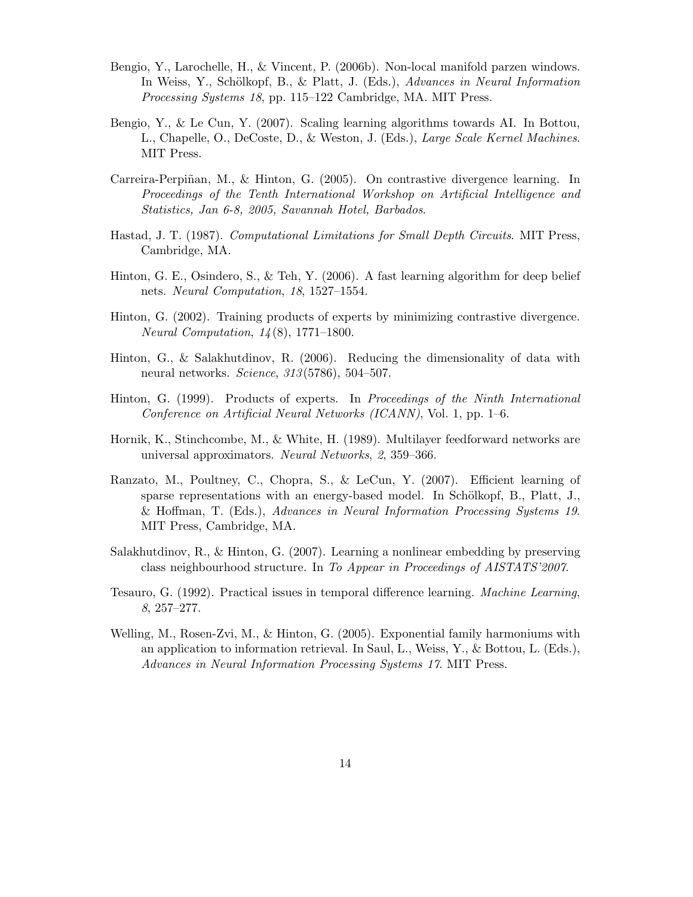Bengio, Y., Larochelle, H., & Vincent, P. (2006b). Non-local manifold parzen windows. In Weiss, Y., Schölkopf, B., & Platt, J. (Eds.), *Advances in Neural Information Processing Systems 18*, pp. 115–122 Cambridge, MA. MIT Press.

Bengio, Y., & Le Cun, Y. (2007). Scaling learning algorithms towards AI. In Bottou, L., Chapelle, O., DeCoste, D., & Weston, J. (Eds.), *Large Scale Kernel Machines*. MIT Press.

Carreira-Perpiñan, M., & Hinton, G. (2005). On contrastive divergence learning. In *Proceedings of the Tenth International Workshop on Artificial Intelligence and Statistics, Jan 6-8, 2005, Savannah Hotel, Barbados*.

Hastad, J. T. (1987). *Computational Limitations for Small Depth Circuits*. MIT Press, Cambridge, MA.

Hinton, G. E., Osindero, S., & Teh, Y. (2006). A fast learning algorithm for deep belief nets. *Neural Computation*, *18*, 1527–1554.

Hinton, G. (2002). Training products of experts by minimizing contrastive divergence. *Neural Computation*, *14*(8), 1771–1800.

Hinton, G., & Salakhutdinov, R. (2006). Reducing the dimensionality of data with neural networks. *Science*, *313*(5786), 504–507.

Hinton, G. (1999). Products of experts. In *Proceedings of the Ninth International Conference on Artificial Neural Networks (ICANN)*, Vol. 1, pp. 1–6.

Hornik, K., Stinchcombe, M., & White, H. (1989). Multilayer feedforward networks are universal approximators. *Neural Networks*, *2*, 359–366.

Ranzato, M., Poultney, C., Chopra, S., & LeCun, Y. (2007). Efficient learning of sparse representations with an energy-based model. In Schölkopf, B., Platt, J., & Hoffman, T. (Eds.), *Advances in Neural Information Processing Systems 19*. MIT Press, Cambridge, MA.

Salakhutdinov, R., & Hinton, G. (2007). Learning a nonlinear embedding by preserving class neighbourhood structure. In *To Appear in Proceedings of AISTATS'2007*.

Tesauro, G. (1992). Practical issues in temporal difference learning. *Machine Learning*, *8*, 257–277.

Welling, M., Rosen-Zvi, M., & Hinton, G. (2005). Exponential family harmoniums with an application to information retrieval. In Saul, L., Weiss, Y., & Bottou, L. (Eds.), *Advances in Neural Information Processing Systems 17*. MIT Press.